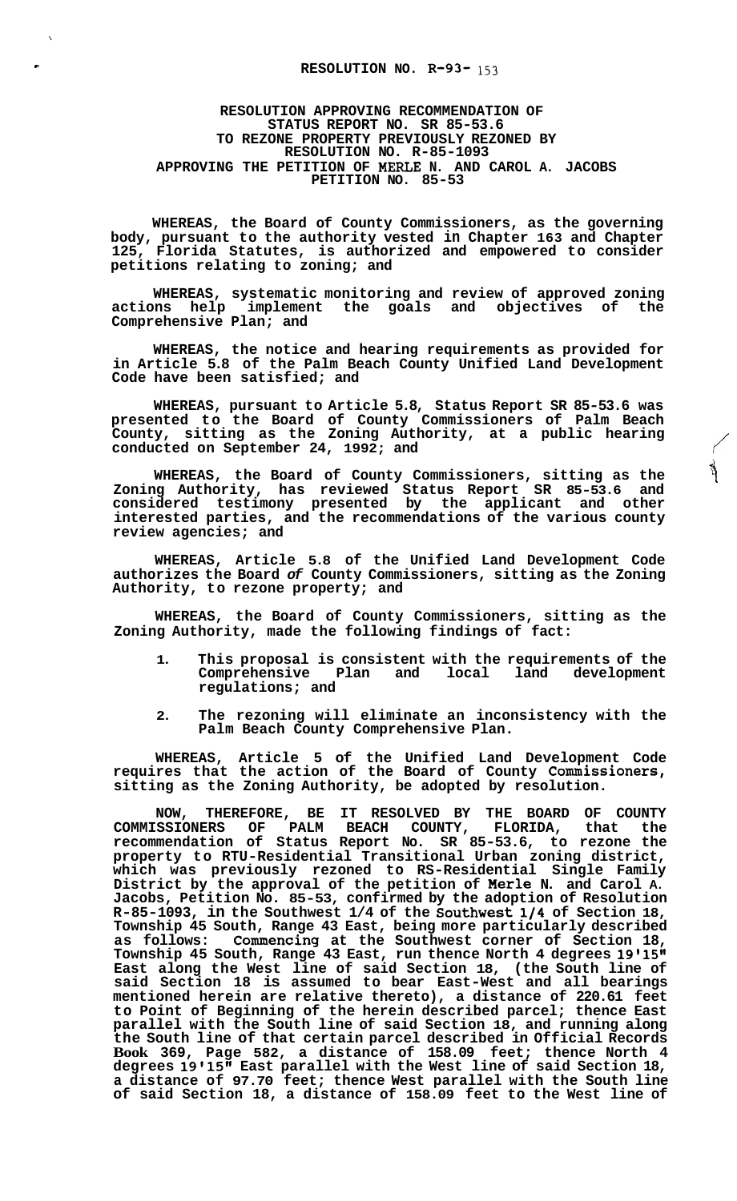# RESOLUTION NO. R-93- 153

## RESOLUTION APPROVING RECOMMENDATION OF STATUS REPORT NO. SR 85-53.6 TO REZONE PROPERTY PREVIOUSLY REZONED BY RESOLUTION NO. R-85-1093 APPROVING THE PETITION OF MERLE N. AND CAROL A. JACOBS PETITION NO. 85-53

**WHEREAS, the Board of County Commissioners, as the governing body, pursuant to the authority vested in Chapter 163 and Chapter 125, Florida Statutes, is authorized and empowered to consider petitions relating to zoning; and**

**WHEREAS, systematic monitoring and review of approved zoning actions help implement the goals and objectives of the Comprehensive Plan; and**

**WHEREAS, the notice and hearing requirements as provided for in Article 5.8 of the Palm Beach County Unified Land Development Code have been satisfied; and**

**WHEREAS, pursuant to Article 5.8, Status Report SR 85-53.6 was presented to the Board of County Commissioners of Palm Beach County, sitting as the Zoning Authority, at a public hearing conducted on September 24, 1992; and**

**WHEREAS, the Board of County Commissioners, sitting as the Zoning Authority, has reviewed Status Report SR 85-53.6 and considered testimony presented by the applicant and other interested parties, and the recommendations of the various county review agencies; and**

**WHEREAS, Article 5.8 of the Unified Land Development Code authorizes the Board *of* County Commissioners, sitting as the Zoning Authority, to rezone property; and**

**WHEREAS, the Board of County Commissioners, sitting as the Zoning Authority, made the following findings of fact:**

1. **This proposal is consistent with the requirements of the Comprehensive Plan and local land development regulations; and**
2. **The rezoning will eliminate an inconsistency with the Palm Beach County Comprehensive Plan.**

**WHEREAS, Article 5 of the Unified Land Development Code requires that the action of the Board of County Commissioners, sitting as the Zoning Authority, be adopted by resolution.**

**NOW, THEREFORE, BE IT RESOLVED BY THE BOARD OF COUNTY COMMISSIONERS OF PALM BEACH COUNTY, FLORIDA, that the recommendation of Status Report No. SR 85-53.6, to rezone the property to RTU-Residential Transitional Urban zoning district, which was previously rezoned to RS-Residential Single Family District by the approval of the petition of Merle N. and Carol A. Jacobs, Petition No. 85-53, confirmed by the adoption of Resolution R-85-1093, in the Southwest 1/4 of the Southwest 1/4 of Section 18, Township 45 South, Range 43 East, being more particularly described as follows: Commencing at the Southwest corner of Section 18, Township 45 South, Range 43 East, run thence North 4 degrees 19'15" East along the West line of said Section 18, (the South line of said Section 18 is assumed to bear East-West and all bearings mentioned herein are relative thereto), a distance of 220.61 feet to Point of Beginning of the herein described parcel; thence East parallel with the South line of said Section 18, and running along the South line of that certain parcel described in Official Records Book 369, Page 582, a distance of 158.09 feet; thence North 4 degrees 19'15" East parallel with the West line of said Section 18, a distance of 97.70 feet; thence West parallel with the South line of said Section 18, a distance of 158.09 feet to the West line of**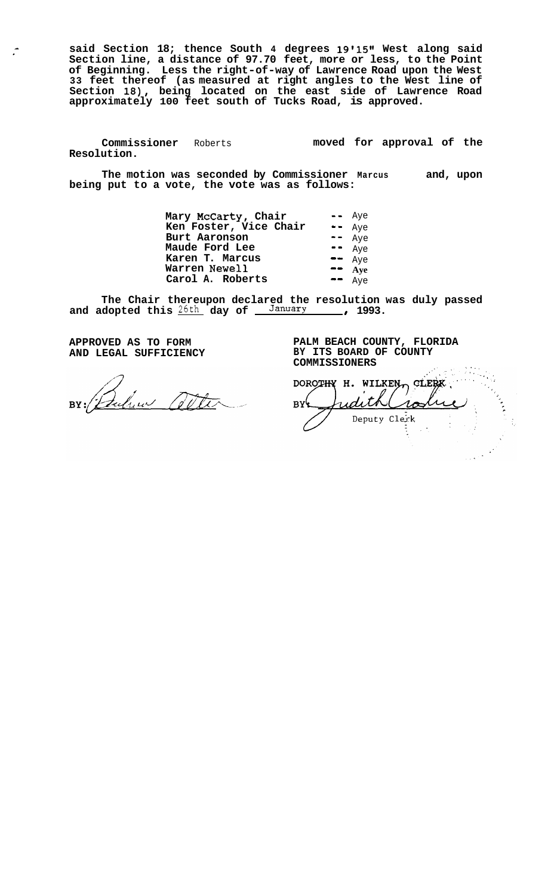**said Section 18; thence South 4 degrees 19'15" West along said Section line, a distance of 97.70 feet, more or less, to the Point of Beginning. Less the right-of-way of Lawrence Road upon the West 33 feet thereof (as measured at right angles to the West line of Section 18), being located on the east side of Lawrence Road approximately 100 feet south of Tucks Road, is approved.**

**Commissioner** Roberts **moved for approval of the Resolution.**

**The motion was seconded by Commissioner** Marcus **and, upon being put to a vote, the vote was as follows:**

| | |
|---|---|
| **Mary McCarty, Chair** | -- Aye |
| **Ken Foster, Vice Chair** | -- Aye |
| **Burt Aaronson** | -- Aye |
| **Maude Ford Lee** | -- Aye |
| **Karen T. Marcus** | -- Aye |
| **Warren Newell** | -- Aye |
| **Carol A. Roberts** | -- Aye |

**The Chair thereupon declared the resolution was duly passed and adopted this** 26th **day of** January**, 1993.**

**APPROVED AS TO FORM AND LEGAL SUFFICIENCY**

BY: *[signature]*

**PALM BEACH COUNTY, FLORIDA BY ITS BOARD OF COUNTY COMMISSIONERS**

DOROTHY H. WILKEN, CLERK

BY: *Judith Crahue*
Deputy Clerk